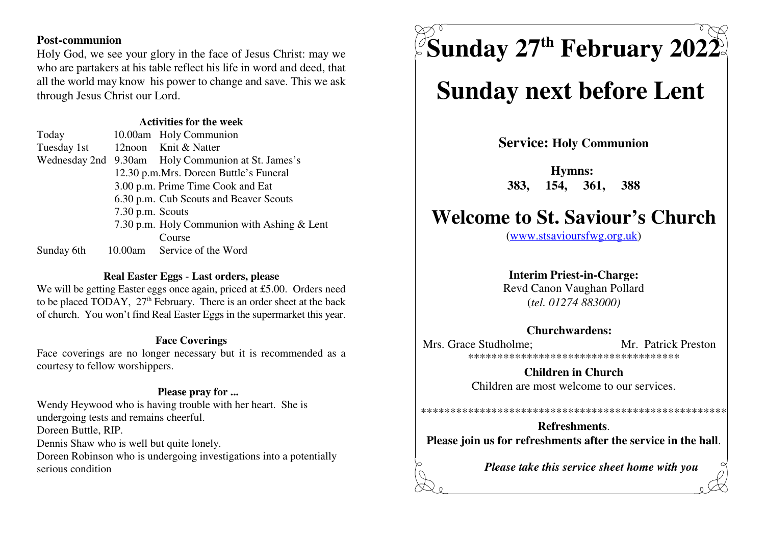**Post-communion**

Holy God, we see your glory in the face of Jesus Christ: may we who are partakers at his table reflect his life in word and deed, that all the world may know his power to change and save. This we ask through Jesus Christ our Lord.

**Activities for the week**

| | | |
|---|---|---|
| Today | 10.00am | Holy Communion |
| Tuesday 1st | 12noon | Knit & Natter |
| Wednesday 2nd | 9.30am | Holy Communion at St. James's |
| | 12.30 p.m. | Mrs. Doreen Buttle's Funeral |
| | 3.00 p.m. | Prime Time Cook and Eat |
| | 6.30 p.m. | Cub Scouts and Beaver Scouts |
| | 7.30 p.m. | Scouts |
| | 7.30 p.m. | Holy Communion with Ashing & Lent Course |
| Sunday 6th | 10.00am | Service of the Word |

**Real Easter Eggs - Last orders, please**

We will be getting Easter eggs once again, priced at £5.00. Orders need to be placed TODAY, 27th February. There is an order sheet at the back of church. You won't find Real Easter Eggs in the supermarket this year.

**Face Coverings**

Face coverings are no longer necessary but it is recommended as a courtesy to fellow worshippers.

**Please pray for ...**

Wendy Heywood who is having trouble with her heart. She is undergoing tests and remains cheerful.

Doreen Buttle, RIP.

Dennis Shaw who is well but quite lonely.

Doreen Robinson who is undergoing investigations into a potentially serious condition

# Sunday 27th February 2022

# Sunday next before Lent

**Service: Holy Communion**

**Hymns:**
**383, 154, 361, 388**

# Welcome to St. Saviour's Church

(www.stsavioursfwg.org.uk)

**Interim Priest-in-Charge:**
Revd Canon Vaughan Pollard
(*tel. 01274 883000)*

**Churchwardens:**
Mrs. Grace Studholme; Mr. Patrick Preston

************************************

**Children in Church**
Children are most welcome to our services.

****************************************************

**Refreshments**.
**Please join us for refreshments after the service in the hall**.

***Please take this service sheet home with you***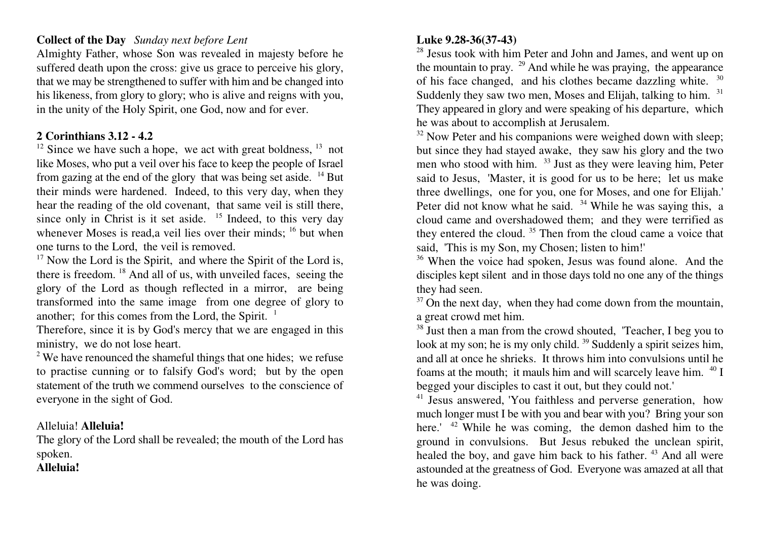**Collect of the Day** *Sunday next before Lent*

Almighty Father, whose Son was revealed in majesty before he suffered death upon the cross: give us grace to perceive his glory, that we may be strengthened to suffer with him and be changed into his likeness, from glory to glory; who is alive and reigns with you, in the unity of the Holy Spirit, one God, now and for ever.

**2 Corinthians 3.12 - 4.2**

[12] Since we have such a hope, we act with great boldness, [13] not like Moses, who put a veil over his face to keep the people of Israel from gazing at the end of the glory that was being set aside. [14] But their minds were hardened. Indeed, to this very day, when they hear the reading of the old covenant, that same veil is still there, since only in Christ is it set aside. [15] Indeed, to this very day whenever Moses is read,a veil lies over their minds; [16] but when one turns to the Lord, the veil is removed.

[17] Now the Lord is the Spirit, and where the Spirit of the Lord is, there is freedom. [18] And all of us, with unveiled faces, seeing the glory of the Lord as though reflected in a mirror, are being transformed into the same image from one degree of glory to another; for this comes from the Lord, the Spirit. [1]

Therefore, since it is by God's mercy that we are engaged in this ministry, we do not lose heart.

[2] We have renounced the shameful things that one hides; we refuse to practise cunning or to falsify God's word; but by the open statement of the truth we commend ourselves to the conscience of everyone in the sight of God.

Alleluia! **Alleluia!**

The glory of the Lord shall be revealed; the mouth of the Lord has spoken.

**Alleluia!**

**Luke 9.28-36(37-43)**

[28] Jesus took with him Peter and John and James, and went up on the mountain to pray. [29] And while he was praying, the appearance of his face changed, and his clothes became dazzling white. [30] Suddenly they saw two men, Moses and Elijah, talking to him. [31] They appeared in glory and were speaking of his departure, which he was about to accomplish at Jerusalem.

[32] Now Peter and his companions were weighed down with sleep; but since they had stayed awake, they saw his glory and the two men who stood with him. [33] Just as they were leaving him, Peter said to Jesus, 'Master, it is good for us to be here; let us make three dwellings, one for you, one for Moses, and one for Elijah.' Peter did not know what he said. [34] While he was saying this, a cloud came and overshadowed them; and they were terrified as they entered the cloud. [35] Then from the cloud came a voice that said, 'This is my Son, my Chosen; listen to him!'

[36] When the voice had spoken, Jesus was found alone. And the disciples kept silent and in those days told no one any of the things they had seen.

[37] On the next day, when they had come down from the mountain, a great crowd met him.

[38] Just then a man from the crowd shouted, 'Teacher, I beg you to look at my son; he is my only child. [39] Suddenly a spirit seizes him, and all at once he shrieks. It throws him into convulsions until he foams at the mouth; it mauls him and will scarcely leave him. [40] I begged your disciples to cast it out, but they could not.'

[41] Jesus answered, 'You faithless and perverse generation, how much longer must I be with you and bear with you? Bring your son here.' [42] While he was coming, the demon dashed him to the ground in convulsions. But Jesus rebuked the unclean spirit, healed the boy, and gave him back to his father. [43] And all were astounded at the greatness of God. Everyone was amazed at all that he was doing.